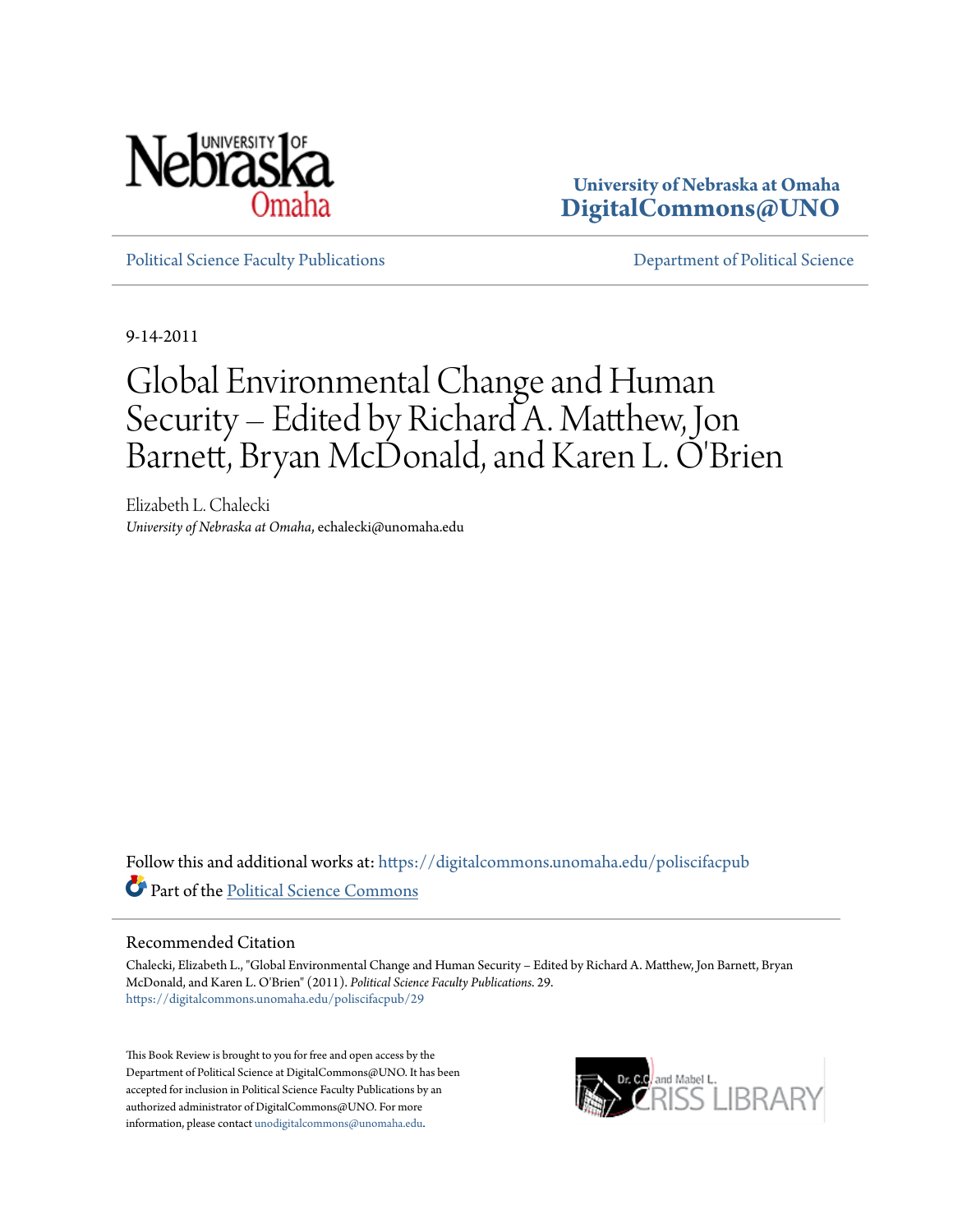University of Nebraska at Omaha
DigitalCommons@UNO

Political Science Faculty Publications

Department of Political Science

9-14-2011

# Global Environmental Change and Human Security – Edited by Richard A. Matthew, Jon Barnett, Bryan McDonald, and Karen L. O'Brien

Elizabeth L. Chalecki
*University of Nebraska at Omaha*, echalecki@unomaha.edu

Follow this and additional works at: https://digitalcommons.unomaha.edu/poliscifacpub

Part of the Political Science Commons

## Recommended Citation

Chalecki, Elizabeth L., "Global Environmental Change and Human Security – Edited by Richard A. Matthew, Jon Barnett, Bryan McDonald, and Karen L. O'Brien" (2011). *Political Science Faculty Publications*. 29.
https://digitalcommons.unomaha.edu/poliscifacpub/29

This Book Review is brought to you for free and open access by the Department of Political Science at DigitalCommons@UNO. It has been accepted for inclusion in Political Science Faculty Publications by an authorized administrator of DigitalCommons@UNO. For more information, please contact unodigitalcommons@unomaha.edu.

Dr. C.C. and Mabel L. Criss Library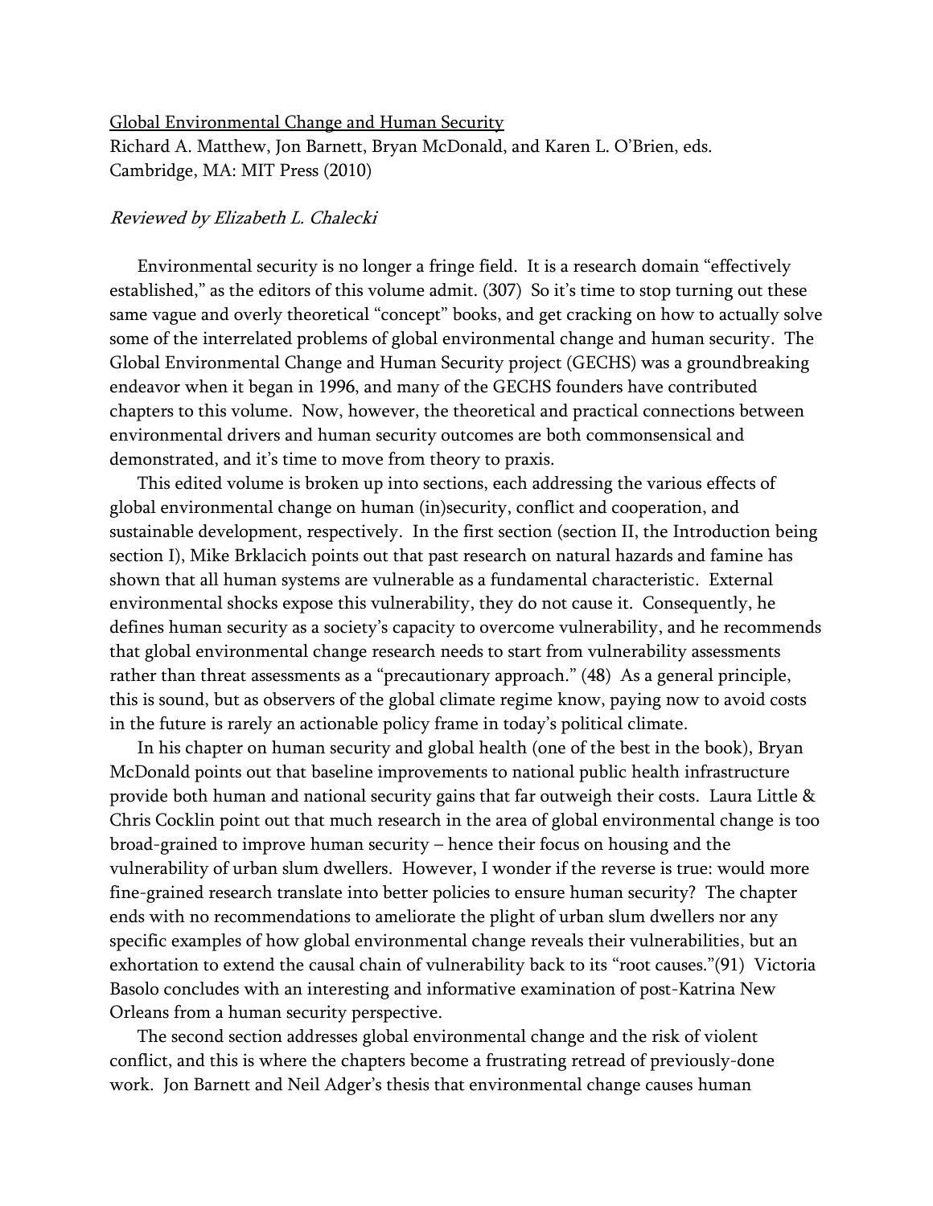Global Environmental Change and Human Security

Richard A. Matthew, Jon Barnett, Bryan McDonald, and Karen L. O'Brien, eds.
Cambridge, MA: MIT Press (2010)

*Reviewed by Elizabeth L. Chalecki*

Environmental security is no longer a fringe field. It is a research domain "effectively established," as the editors of this volume admit. (307) So it's time to stop turning out these same vague and overly theoretical "concept" books, and get cracking on how to actually solve some of the interrelated problems of global environmental change and human security. The Global Environmental Change and Human Security project (GECHS) was a groundbreaking endeavor when it began in 1996, and many of the GECHS founders have contributed chapters to this volume. Now, however, the theoretical and practical connections between environmental drivers and human security outcomes are both commonsensical and demonstrated, and it's time to move from theory to praxis.

This edited volume is broken up into sections, each addressing the various effects of global environmental change on human (in)security, conflict and cooperation, and sustainable development, respectively. In the first section (section II, the Introduction being section I), Mike Brklacich points out that past research on natural hazards and famine has shown that all human systems are vulnerable as a fundamental characteristic. External environmental shocks expose this vulnerability, they do not cause it. Consequently, he defines human security as a society's capacity to overcome vulnerability, and he recommends that global environmental change research needs to start from vulnerability assessments rather than threat assessments as a "precautionary approach." (48) As a general principle, this is sound, but as observers of the global climate regime know, paying now to avoid costs in the future is rarely an actionable policy frame in today's political climate.

In his chapter on human security and global health (one of the best in the book), Bryan McDonald points out that baseline improvements to national public health infrastructure provide both human and national security gains that far outweigh their costs. Laura Little & Chris Cocklin point out that much research in the area of global environmental change is too broad-grained to improve human security – hence their focus on housing and the vulnerability of urban slum dwellers. However, I wonder if the reverse is true: would more fine-grained research translate into better policies to ensure human security? The chapter ends with no recommendations to ameliorate the plight of urban slum dwellers nor any specific examples of how global environmental change reveals their vulnerabilities, but an exhortation to extend the causal chain of vulnerability back to its "root causes."(91) Victoria Basolo concludes with an interesting and informative examination of post-Katrina New Orleans from a human security perspective.

The second section addresses global environmental change and the risk of violent conflict, and this is where the chapters become a frustrating retread of previously-done work. Jon Barnett and Neil Adger's thesis that environmental change causes human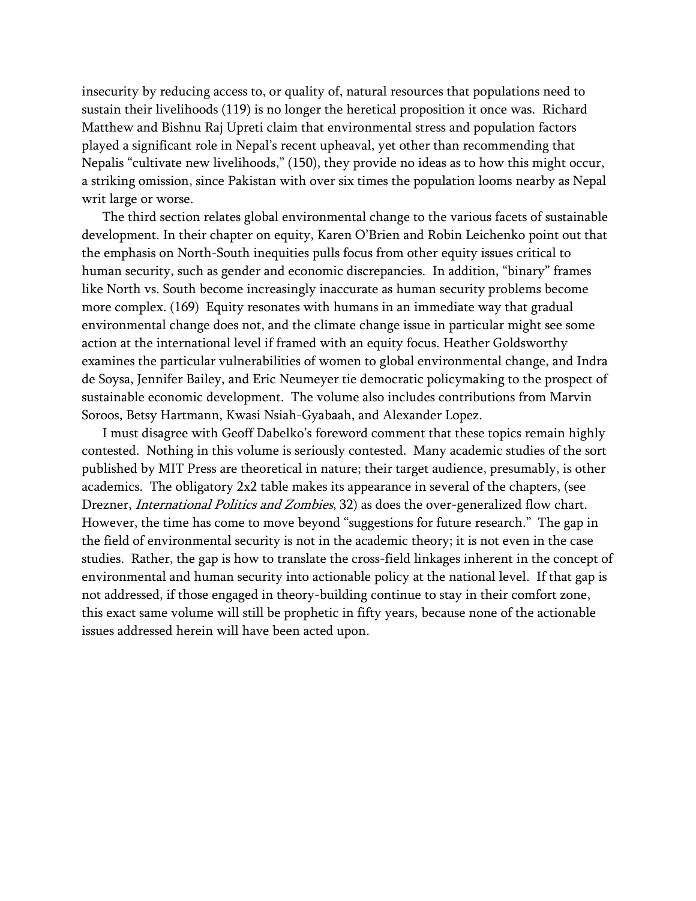insecurity by reducing access to, or quality of, natural resources that populations need to sustain their livelihoods (119) is no longer the heretical proposition it once was. Richard Matthew and Bishnu Raj Upreti claim that environmental stress and population factors played a significant role in Nepal's recent upheaval, yet other than recommending that Nepalis "cultivate new livelihoods," (150), they provide no ideas as to how this might occur, a striking omission, since Pakistan with over six times the population looms nearby as Nepal writ large or worse.

The third section relates global environmental change to the various facets of sustainable development. In their chapter on equity, Karen O'Brien and Robin Leichenko point out that the emphasis on North-South inequities pulls focus from other equity issues critical to human security, such as gender and economic discrepancies. In addition, "binary" frames like North vs. South become increasingly inaccurate as human security problems become more complex. (169) Equity resonates with humans in an immediate way that gradual environmental change does not, and the climate change issue in particular might see some action at the international level if framed with an equity focus. Heather Goldsworthy examines the particular vulnerabilities of women to global environmental change, and Indra de Soysa, Jennifer Bailey, and Eric Neumeyer tie democratic policymaking to the prospect of sustainable economic development. The volume also includes contributions from Marvin Soroos, Betsy Hartmann, Kwasi Nsiah-Gyabaah, and Alexander Lopez.

I must disagree with Geoff Dabelko's foreword comment that these topics remain highly contested. Nothing in this volume is seriously contested. Many academic studies of the sort published by MIT Press are theoretical in nature; their target audience, presumably, is other academics. The obligatory 2x2 table makes its appearance in several of the chapters, (see Drezner, *International Politics and Zombies*, 32) as does the over-generalized flow chart. However, the time has come to move beyond "suggestions for future research." The gap in the field of environmental security is not in the academic theory; it is not even in the case studies. Rather, the gap is how to translate the cross-field linkages inherent in the concept of environmental and human security into actionable policy at the national level. If that gap is not addressed, if those engaged in theory-building continue to stay in their comfort zone, this exact same volume will still be prophetic in fifty years, because none of the actionable issues addressed herein will have been acted upon.